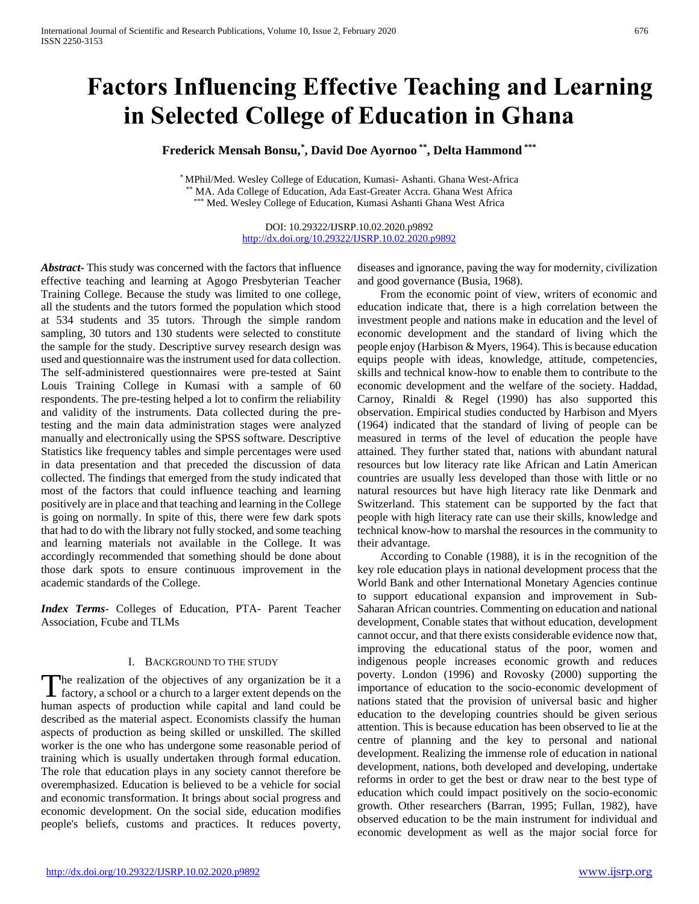# Factors Influencing Effective Teaching and Learning in Selected College of Education in Ghana

**Frederick Mensah Bonsu,[*], David Doe Ayornoo [**], Delta Hammond [***]**

[*] MPhil/Med. Wesley College of Education, Kumasi- Ashanti. Ghana West-Africa
[**] MA. Ada College of Education, Ada East-Greater Accra. Ghana West Africa
[***] Med. Wesley College of Education, Kumasi Ashanti Ghana West Africa

DOI: 10.29322/IJSRP.10.02.2020.p9892
http://dx.doi.org/10.29322/IJSRP.10.02.2020.p9892

***Abstract*-** This study was concerned with the factors that influence effective teaching and learning at Agogo Presbyterian Teacher Training College. Because the study was limited to one college, all the students and the tutors formed the population which stood at 534 students and 35 tutors. Through the simple random sampling, 30 tutors and 130 students were selected to constitute the sample for the study. Descriptive survey research design was used and questionnaire was the instrument used for data collection. The self-administered questionnaires were pre-tested at Saint Louis Training College in Kumasi with a sample of 60 respondents. The pre-testing helped a lot to confirm the reliability and validity of the instruments. Data collected during the pre-testing and the main data administration stages were analyzed manually and electronically using the SPSS software. Descriptive Statistics like frequency tables and simple percentages were used in data presentation and that preceded the discussion of data collected. The findings that emerged from the study indicated that most of the factors that could influence teaching and learning positively are in place and that teaching and learning in the College is going on normally. In spite of this, there were few dark spots that had to do with the library not fully stocked, and some teaching and learning materials not available in the College. It was accordingly recommended that something should be done about those dark spots to ensure continuous improvement in the academic standards of the College.

***Index Terms*-** Colleges of Education, PTA- Parent Teacher Association, Fcube and TLMs

## I. Background to the Study

The realization of the objectives of any organization be it a factory, a school or a church to a larger extent depends on the human aspects of production while capital and land could be described as the material aspect. Economists classify the human aspects of production as being skilled or unskilled. The skilled worker is the one who has undergone some reasonable period of training which is usually undertaken through formal education. The role that education plays in any society cannot therefore be overemphasized. Education is believed to be a vehicle for social and economic transformation. It brings about social progress and economic development. On the social side, education modifies people's beliefs, customs and practices. It reduces poverty, diseases and ignorance, paving the way for modernity, civilization and good governance (Busia, 1968).

From the economic point of view, writers of economic and education indicate that, there is a high correlation between the investment people and nations make in education and the level of economic development and the standard of living which the people enjoy (Harbison & Myers, 1964). This is because education equips people with ideas, knowledge, attitude, competencies, skills and technical know-how to enable them to contribute to the economic development and the welfare of the society. Haddad, Carnoy, Rinaldi & Regel (1990) has also supported this observation. Empirical studies conducted by Harbison and Myers (1964) indicated that the standard of living of people can be measured in terms of the level of education the people have attained. They further stated that, nations with abundant natural resources but low literacy rate like African and Latin American countries are usually less developed than those with little or no natural resources but have high literacy rate like Denmark and Switzerland. This statement can be supported by the fact that people with high literacy rate can use their skills, knowledge and technical know-how to marshal the resources in the community to their advantage.

According to Conable (1988), it is in the recognition of the key role education plays in national development process that the World Bank and other International Monetary Agencies continue to support educational expansion and improvement in Sub-Saharan African countries. Commenting on education and national development, Conable states that without education, development cannot occur, and that there exists considerable evidence now that, improving the educational status of the poor, women and indigenous people increases economic growth and reduces poverty. London (1996) and Rovosky (2000) supporting the importance of education to the socio-economic development of nations stated that the provision of universal basic and higher education to the developing countries should be given serious attention. This is because education has been observed to lie at the centre of planning and the key to personal and national development. Realizing the immense role of education in national development, nations, both developed and developing, undertake reforms in order to get the best or draw near to the best type of education which could impact positively on the socio-economic growth. Other researchers (Barran, 1995; Fullan, 1982), have observed education to be the main instrument for individual and economic development as well as the major social force for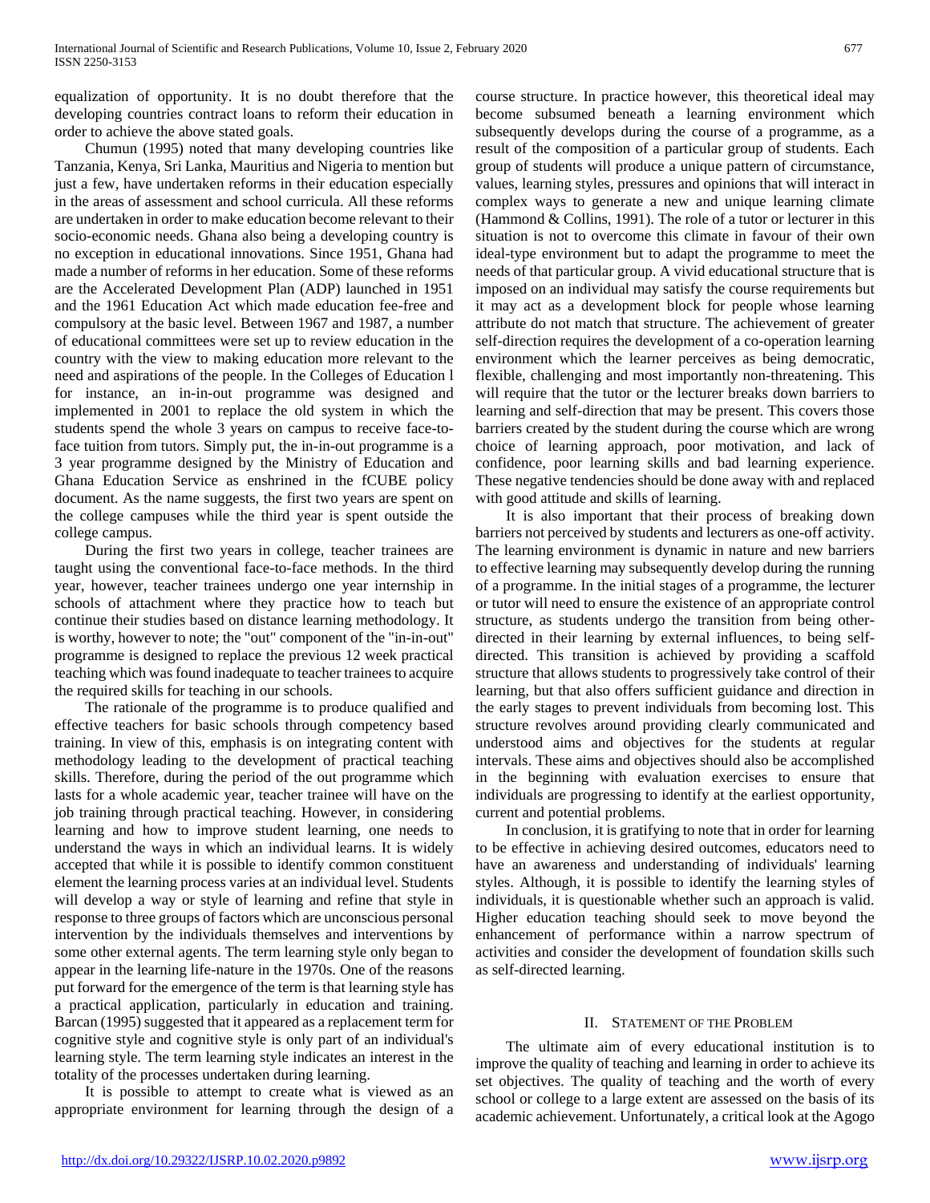equalization of opportunity. It is no doubt therefore that the developing countries contract loans to reform their education in order to achieve the above stated goals.

Chumun (1995) noted that many developing countries like Tanzania, Kenya, Sri Lanka, Mauritius and Nigeria to mention but just a few, have undertaken reforms in their education especially in the areas of assessment and school curricula. All these reforms are undertaken in order to make education become relevant to their socio-economic needs. Ghana also being a developing country is no exception in educational innovations. Since 1951, Ghana had made a number of reforms in her education. Some of these reforms are the Accelerated Development Plan (ADP) launched in 1951 and the 1961 Education Act which made education fee-free and compulsory at the basic level. Between 1967 and 1987, a number of educational committees were set up to review education in the country with the view to making education more relevant to the need and aspirations of the people. In the Colleges of Education l for instance, an in-in-out programme was designed and implemented in 2001 to replace the old system in which the students spend the whole 3 years on campus to receive face-to-face tuition from tutors. Simply put, the in-in-out programme is a 3 year programme designed by the Ministry of Education and Ghana Education Service as enshrined in the fCUBE policy document. As the name suggests, the first two years are spent on the college campuses while the third year is spent outside the college campus.

During the first two years in college, teacher trainees are taught using the conventional face-to-face methods. In the third year, however, teacher trainees undergo one year internship in schools of attachment where they practice how to teach but continue their studies based on distance learning methodology. It is worthy, however to note; the "out" component of the "in-in-out" programme is designed to replace the previous 12 week practical teaching which was found inadequate to teacher trainees to acquire the required skills for teaching in our schools.

The rationale of the programme is to produce qualified and effective teachers for basic schools through competency based training. In view of this, emphasis is on integrating content with methodology leading to the development of practical teaching skills. Therefore, during the period of the out programme which lasts for a whole academic year, teacher trainee will have on the job training through practical teaching. However, in considering learning and how to improve student learning, one needs to understand the ways in which an individual learns. It is widely accepted that while it is possible to identify common constituent element the learning process varies at an individual level. Students will develop a way or style of learning and refine that style in response to three groups of factors which are unconscious personal intervention by the individuals themselves and interventions by some other external agents. The term learning style only began to appear in the learning life-nature in the 1970s. One of the reasons put forward for the emergence of the term is that learning style has a practical application, particularly in education and training. Barcan (1995) suggested that it appeared as a replacement term for cognitive style and cognitive style is only part of an individual's learning style. The term learning style indicates an interest in the totality of the processes undertaken during learning.

It is possible to attempt to create what is viewed as an appropriate environment for learning through the design of a course structure. In practice however, this theoretical ideal may become subsumed beneath a learning environment which subsequently develops during the course of a programme, as a result of the composition of a particular group of students. Each group of students will produce a unique pattern of circumstance, values, learning styles, pressures and opinions that will interact in complex ways to generate a new and unique learning climate (Hammond & Collins, 1991). The role of a tutor or lecturer in this situation is not to overcome this climate in favour of their own ideal-type environment but to adapt the programme to meet the needs of that particular group. A vivid educational structure that is imposed on an individual may satisfy the course requirements but it may act as a development block for people whose learning attribute do not match that structure. The achievement of greater self-direction requires the development of a co-operation learning environment which the learner perceives as being democratic, flexible, challenging and most importantly non-threatening. This will require that the tutor or the lecturer breaks down barriers to learning and self-direction that may be present. This covers those barriers created by the student during the course which are wrong choice of learning approach, poor motivation, and lack of confidence, poor learning skills and bad learning experience. These negative tendencies should be done away with and replaced with good attitude and skills of learning.

It is also important that their process of breaking down barriers not perceived by students and lecturers as one-off activity. The learning environment is dynamic in nature and new barriers to effective learning may subsequently develop during the running of a programme. In the initial stages of a programme, the lecturer or tutor will need to ensure the existence of an appropriate control structure, as students undergo the transition from being other-directed in their learning by external influences, to being self-directed. This transition is achieved by providing a scaffold structure that allows students to progressively take control of their learning, but that also offers sufficient guidance and direction in the early stages to prevent individuals from becoming lost. This structure revolves around providing clearly communicated and understood aims and objectives for the students at regular intervals. These aims and objectives should also be accomplished in the beginning with evaluation exercises to ensure that individuals are progressing to identify at the earliest opportunity, current and potential problems.

In conclusion, it is gratifying to note that in order for learning to be effective in achieving desired outcomes, educators need to have an awareness and understanding of individuals' learning styles. Although, it is possible to identify the learning styles of individuals, it is questionable whether such an approach is valid. Higher education teaching should seek to move beyond the enhancement of performance within a narrow spectrum of activities and consider the development of foundation skills such as self-directed learning.

## II. Statement of the Problem

The ultimate aim of every educational institution is to improve the quality of teaching and learning in order to achieve its set objectives. The quality of teaching and the worth of every school or college to a large extent are assessed on the basis of its academic achievement. Unfortunately, a critical look at the Agogo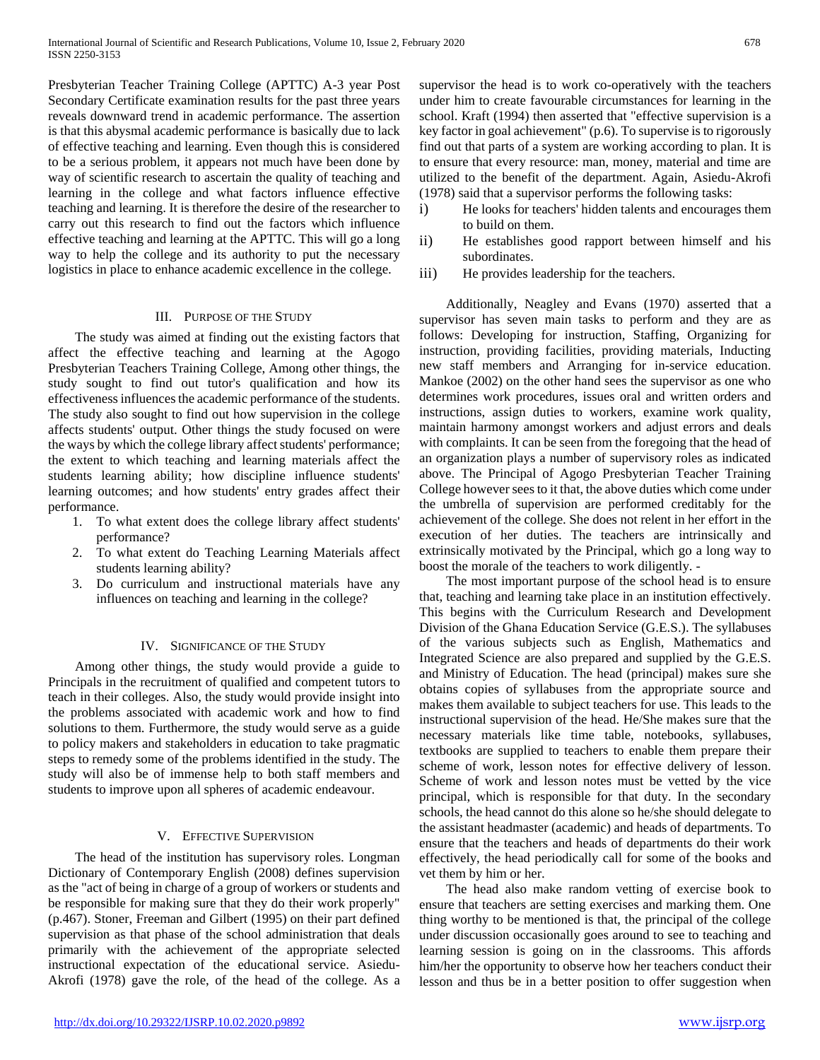Presbyterian Teacher Training College (APTTC) A-3 year Post Secondary Certificate examination results for the past three years reveals downward trend in academic performance. The assertion is that this abysmal academic performance is basically due to lack of effective teaching and learning. Even though this is considered to be a serious problem, it appears not much have been done by way of scientific research to ascertain the quality of teaching and learning in the college and what factors influence effective teaching and learning. It is therefore the desire of the researcher to carry out this research to find out the factors which influence effective teaching and learning at the APTTC. This will go a long way to help the college and its authority to put the necessary logistics in place to enhance academic excellence in the college.

## III. Purpose of the Study

The study was aimed at finding out the existing factors that affect the effective teaching and learning at the Agogo Presbyterian Teachers Training College, Among other things, the study sought to find out tutor's qualification and how its effectiveness influences the academic performance of the students. The study also sought to find out how supervision in the college affects students' output. Other things the study focused on were the ways by which the college library affect students' performance; the extent to which teaching and learning materials affect the students learning ability; how discipline influence students' learning outcomes; and how students' entry grades affect their performance.

1. To what extent does the college library affect students' performance?
2. To what extent do Teaching Learning Materials affect students learning ability?
3. Do curriculum and instructional materials have any influences on teaching and learning in the college?

## IV. Significance of the Study

Among other things, the study would provide a guide to Principals in the recruitment of qualified and competent tutors to teach in their colleges. Also, the study would provide insight into the problems associated with academic work and how to find solutions to them. Furthermore, the study would serve as a guide to policy makers and stakeholders in education to take pragmatic steps to remedy some of the problems identified in the study. The study will also be of immense help to both staff members and students to improve upon all spheres of academic endeavour.

## V. Effective Supervision

The head of the institution has supervisory roles. Longman Dictionary of Contemporary English (2008) defines supervision as the "act of being in charge of a group of workers or students and be responsible for making sure that they do their work properly" (p.467). Stoner, Freeman and Gilbert (1995) on their part defined supervision as that phase of the school administration that deals primarily with the achievement of the appropriate selected instructional expectation of the educational service. Asiedu-Akrofi (1978) gave the role, of the head of the college. As a supervisor the head is to work co-operatively with the teachers under him to create favourable circumstances for learning in the school. Kraft (1994) then asserted that "effective supervision is a key factor in goal achievement" (p.6). To supervise is to rigorously find out that parts of a system are working according to plan. It is to ensure that every resource: man, money, material and time are utilized to the benefit of the department. Again, Asiedu-Akrofi (1978) said that a supervisor performs the following tasks:

i) He looks for teachers' hidden talents and encourages them to build on them.
ii) He establishes good rapport between himself and his subordinates.
iii) He provides leadership for the teachers.

Additionally, Neagley and Evans (1970) asserted that a supervisor has seven main tasks to perform and they are as follows: Developing for instruction, Staffing, Organizing for instruction, providing facilities, providing materials, Inducting new staff members and Arranging for in-service education. Mankoe (2002) on the other hand sees the supervisor as one who determines work procedures, issues oral and written orders and instructions, assign duties to workers, examine work quality, maintain harmony amongst workers and adjust errors and deals with complaints. It can be seen from the foregoing that the head of an organization plays a number of supervisory roles as indicated above. The Principal of Agogo Presbyterian Teacher Training College however sees to it that, the above duties which come under the umbrella of supervision are performed creditably for the achievement of the college. She does not relent in her effort in the execution of her duties. The teachers are intrinsically and extrinsically motivated by the Principal, which go a long way to boost the morale of the teachers to work diligently. -

The most important purpose of the school head is to ensure that, teaching and learning take place in an institution effectively. This begins with the Curriculum Research and Development Division of the Ghana Education Service (G.E.S.). The syllabuses of the various subjects such as English, Mathematics and Integrated Science are also prepared and supplied by the G.E.S. and Ministry of Education. The head (principal) makes sure she obtains copies of syllabuses from the appropriate source and makes them available to subject teachers for use. This leads to the instructional supervision of the head. He/She makes sure that the necessary materials like time table, notebooks, syllabuses, textbooks are supplied to teachers to enable them prepare their scheme of work, lesson notes for effective delivery of lesson. Scheme of work and lesson notes must be vetted by the vice principal, which is responsible for that duty. In the secondary schools, the head cannot do this alone so he/she should delegate to the assistant headmaster (academic) and heads of departments. To ensure that the teachers and heads of departments do their work effectively, the head periodically call for some of the books and vet them by him or her.

The head also make random vetting of exercise book to ensure that teachers are setting exercises and marking them. One thing worthy to be mentioned is that, the principal of the college under discussion occasionally goes around to see to teaching and learning session is going on in the classrooms. This affords him/her the opportunity to observe how her teachers conduct their lesson and thus be in a better position to offer suggestion when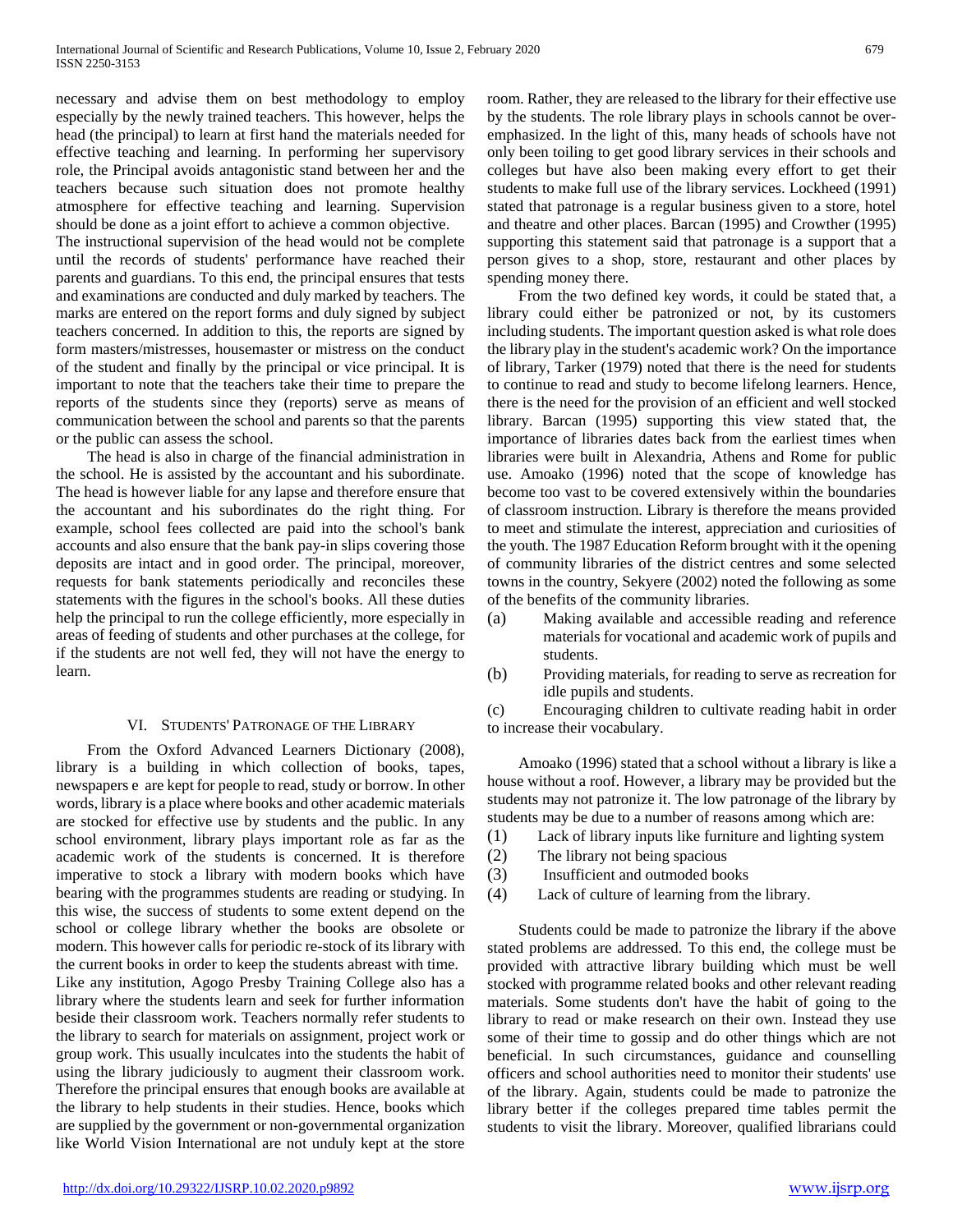necessary and advise them on best methodology to employ especially by the newly trained teachers. This however, helps the head (the principal) to learn at first hand the materials needed for effective teaching and learning. In performing her supervisory role, the Principal avoids antagonistic stand between her and the teachers because such situation does not promote healthy atmosphere for effective teaching and learning. Supervision should be done as a joint effort to achieve a common objective.

The instructional supervision of the head would not be complete until the records of students' performance have reached their parents and guardians. To this end, the principal ensures that tests and examinations are conducted and duly marked by teachers. The marks are entered on the report forms and duly signed by subject teachers concerned. In addition to this, the reports are signed by form masters/mistresses, housemaster or mistress on the conduct of the student and finally by the principal or vice principal. It is important to note that the teachers take their time to prepare the reports of the students since they (reports) serve as means of communication between the school and parents so that the parents or the public can assess the school.

The head is also in charge of the financial administration in the school. He is assisted by the accountant and his subordinate. The head is however liable for any lapse and therefore ensure that the accountant and his subordinates do the right thing. For example, school fees collected are paid into the school's bank accounts and also ensure that the bank pay-in slips covering those deposits are intact and in good order. The principal, moreover, requests for bank statements periodically and reconciles these statements with the figures in the school's books. All these duties help the principal to run the college efficiently, more especially in areas of feeding of students and other purchases at the college, for if the students are not well fed, they will not have the energy to learn.

## VI. Students' Patronage of the Library

From the Oxford Advanced Learners Dictionary (2008), library is a building in which collection of books, tapes, newspapers e are kept for people to read, study or borrow. In other words, library is a place where books and other academic materials are stocked for effective use by students and the public. In any school environment, library plays important role as far as the academic work of the students is concerned. It is therefore imperative to stock a library with modern books which have bearing with the programmes students are reading or studying. In this wise, the success of students to some extent depend on the school or college library whether the books are obsolete or modern. This however calls for periodic re-stock of its library with the current books in order to keep the students abreast with time.

Like any institution, Agogo Presby Training College also has a library where the students learn and seek for further information beside their classroom work. Teachers normally refer students to the library to search for materials on assignment, project work or group work. This usually inculcates into the students the habit of using the library judiciously to augment their classroom work. Therefore the principal ensures that enough books are available at the library to help students in their studies. Hence, books which are supplied by the government or non-governmental organization like World Vision International are not unduly kept at the store room. Rather, they are released to the library for their effective use by the students. The role library plays in schools cannot be over-emphasized. In the light of this, many heads of schools have not only been toiling to get good library services in their schools and colleges but have also been making every effort to get their students to make full use of the library services. Lockheed (1991) stated that patronage is a regular business given to a store, hotel and theatre and other places. Barcan (1995) and Crowther (1995) supporting this statement said that patronage is a support that a person gives to a shop, store, restaurant and other places by spending money there.

From the two defined key words, it could be stated that, a library could either be patronized or not, by its customers including students. The important question asked is what role does the library play in the student's academic work? On the importance of library, Tarker (1979) noted that there is the need for students to continue to read and study to become lifelong learners. Hence, there is the need for the provision of an efficient and well stocked library. Barcan (1995) supporting this view stated that, the importance of libraries dates back from the earliest times when libraries were built in Alexandria, Athens and Rome for public use. Amoako (1996) noted that the scope of knowledge has become too vast to be covered extensively within the boundaries of classroom instruction. Library is therefore the means provided to meet and stimulate the interest, appreciation and curiosities of the youth. The 1987 Education Reform brought with it the opening of community libraries of the district centres and some selected towns in the country, Sekyere (2002) noted the following as some of the benefits of the community libraries.

(a) Making available and accessible reading and reference materials for vocational and academic work of pupils and students.

(b) Providing materials, for reading to serve as recreation for idle pupils and students.

(c) Encouraging children to cultivate reading habit in order to increase their vocabulary.

Amoako (1996) stated that a school without a library is like a house without a roof. However, a library may be provided but the students may not patronize it. The low patronage of the library by students may be due to a number of reasons among which are:

(1) Lack of library inputs like furniture and lighting system
(2) The library not being spacious
(3) Insufficient and outmoded books
(4) Lack of culture of learning from the library.

Students could be made to patronize the library if the above stated problems are addressed. To this end, the college must be provided with attractive library building which must be well stocked with programme related books and other relevant reading materials. Some students don't have the habit of going to the library to read or make research on their own. Instead they use some of their time to gossip and do other things which are not beneficial. In such circumstances, guidance and counselling officers and school authorities need to monitor their students' use of the library. Again, students could be made to patronize the library better if the colleges prepared time tables permit the students to visit the library. Moreover, qualified librarians could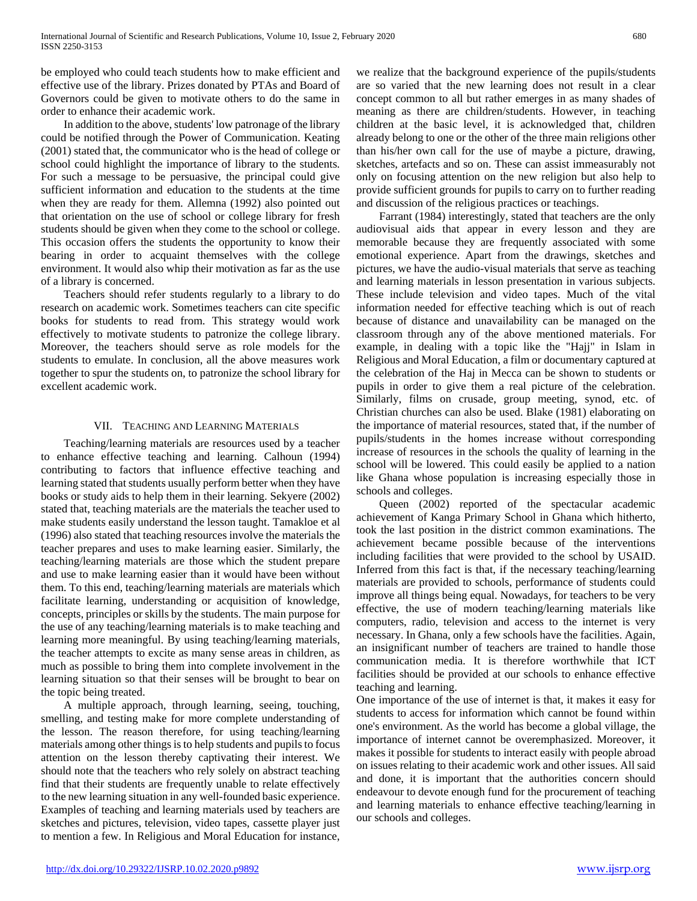be employed who could teach students how to make efficient and effective use of the library. Prizes donated by PTAs and Board of Governors could be given to motivate others to do the same in order to enhance their academic work.

In addition to the above, students' low patronage of the library could be notified through the Power of Communication. Keating (2001) stated that, the communicator who is the head of college or school could highlight the importance of library to the students. For such a message to be persuasive, the principal could give sufficient information and education to the students at the time when they are ready for them. Allemna (1992) also pointed out that orientation on the use of school or college library for fresh students should be given when they come to the school or college. This occasion offers the students the opportunity to know their bearing in order to acquaint themselves with the college environment. It would also whip their motivation as far as the use of a library is concerned.

Teachers should refer students regularly to a library to do research on academic work. Sometimes teachers can cite specific books for students to read from. This strategy would work effectively to motivate students to patronize the college library. Moreover, the teachers should serve as role models for the students to emulate. In conclusion, all the above measures work together to spur the students on, to patronize the school library for excellent academic work.

## VII. Teaching and Learning Materials

Teaching/learning materials are resources used by a teacher to enhance effective teaching and learning. Calhoun (1994) contributing to factors that influence effective teaching and learning stated that students usually perform better when they have books or study aids to help them in their learning. Sekyere (2002) stated that, teaching materials are the materials the teacher used to make students easily understand the lesson taught. Tamakloe et al (1996) also stated that teaching resources involve the materials the teacher prepares and uses to make learning easier. Similarly, the teaching/learning materials are those which the student prepare and use to make learning easier than it would have been without them. To this end, teaching/learning materials are materials which facilitate learning, understanding or acquisition of knowledge, concepts, principles or skills by the students. The main purpose for the use of any teaching/learning materials is to make teaching and learning more meaningful. By using teaching/learning materials, the teacher attempts to excite as many sense areas in children, as much as possible to bring them into complete involvement in the learning situation so that their senses will be brought to bear on the topic being treated.

A multiple approach, through learning, seeing, touching, smelling, and testing make for more complete understanding of the lesson. The reason therefore, for using teaching/learning materials among other things is to help students and pupils to focus attention on the lesson thereby captivating their interest. We should note that the teachers who rely solely on abstract teaching find that their students are frequently unable to relate effectively to the new learning situation in any well-founded basic experience. Examples of teaching and learning materials used by teachers are sketches and pictures, television, video tapes, cassette player just to mention a few. In Religious and Moral Education for instance, we realize that the background experience of the pupils/students are so varied that the new learning does not result in a clear concept common to all but rather emerges in as many shades of meaning as there are children/students. However, in teaching children at the basic level, it is acknowledged that, children already belong to one or the other of the three main religions other than his/her own call for the use of maybe a picture, drawing, sketches, artefacts and so on. These can assist immeasurably not only on focusing attention on the new religion but also help to provide sufficient grounds for pupils to carry on to further reading and discussion of the religious practices or teachings.

Farrant (1984) interestingly, stated that teachers are the only audiovisual aids that appear in every lesson and they are memorable because they are frequently associated with some emotional experience. Apart from the drawings, sketches and pictures, we have the audio-visual materials that serve as teaching and learning materials in lesson presentation in various subjects. These include television and video tapes. Much of the vital information needed for effective teaching which is out of reach because of distance and unavailability can be managed on the classroom through any of the above mentioned materials. For example, in dealing with a topic like the "Hajj" in Islam in Religious and Moral Education, a film or documentary captured at the celebration of the Haj in Mecca can be shown to students or pupils in order to give them a real picture of the celebration. Similarly, films on crusade, group meeting, synod, etc. of Christian churches can also be used. Blake (1981) elaborating on the importance of material resources, stated that, if the number of pupils/students in the homes increase without corresponding increase of resources in the schools the quality of learning in the school will be lowered. This could easily be applied to a nation like Ghana whose population is increasing especially those in schools and colleges.

Queen (2002) reported of the spectacular academic achievement of Kanga Primary School in Ghana which hitherto, took the last position in the district common examinations. The achievement became possible because of the interventions including facilities that were provided to the school by USAID. Inferred from this fact is that, if the necessary teaching/learning materials are provided to schools, performance of students could improve all things being equal. Nowadays, for teachers to be very effective, the use of modern teaching/learning materials like computers, radio, television and access to the internet is very necessary. In Ghana, only a few schools have the facilities. Again, an insignificant number of teachers are trained to handle those communication media. It is therefore worthwhile that ICT facilities should be provided at our schools to enhance effective teaching and learning.

One importance of the use of internet is that, it makes it easy for students to access for information which cannot be found within one's environment. As the world has become a global village, the importance of internet cannot be overemphasized. Moreover, it makes it possible for students to interact easily with people abroad on issues relating to their academic work and other issues. All said and done, it is important that the authorities concern should endeavour to devote enough fund for the procurement of teaching and learning materials to enhance effective teaching/learning in our schools and colleges.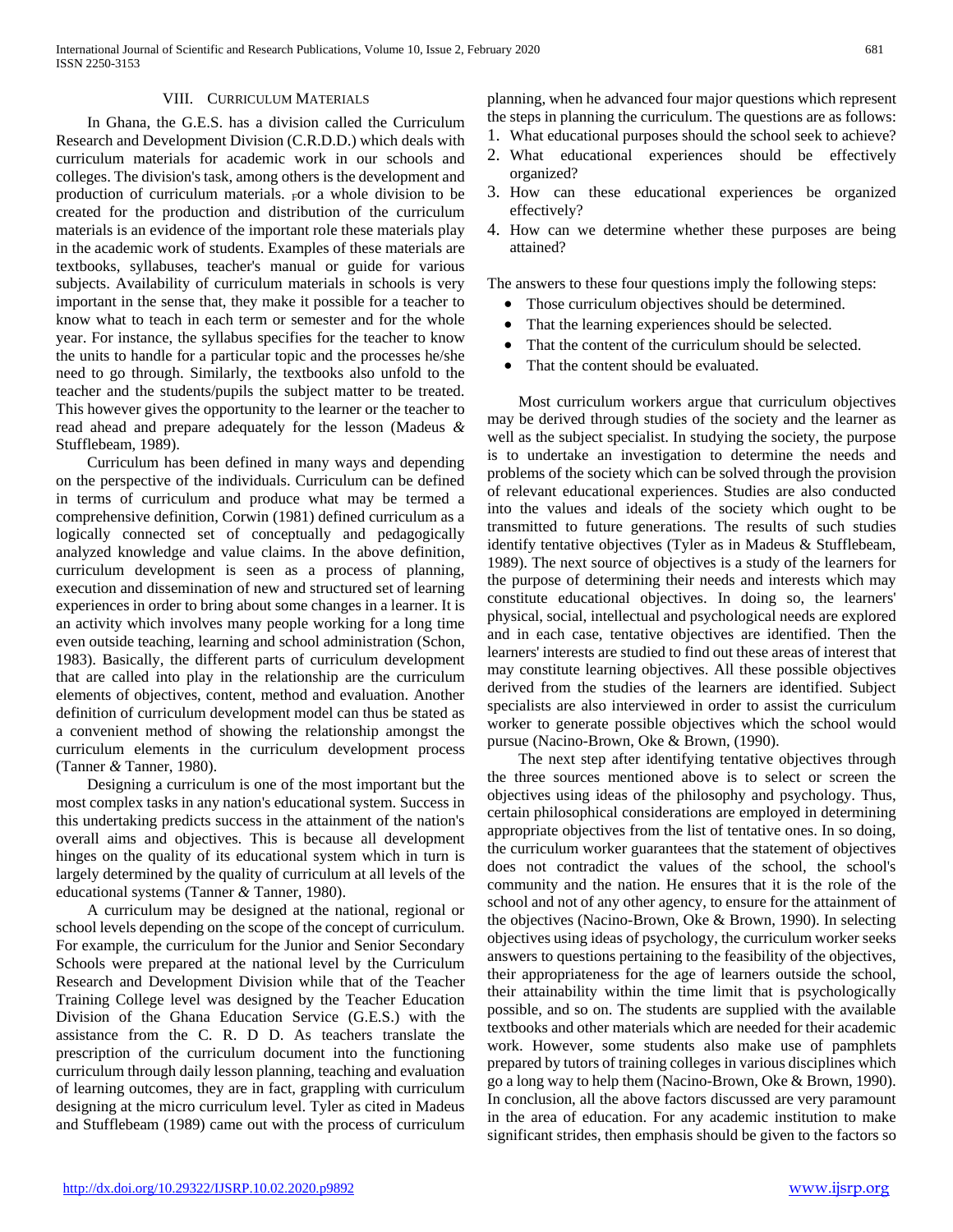## VIII. Curriculum Materials

In Ghana, the G.E.S. has a division called the Curriculum Research and Development Division (C.R.D.D.) which deals with curriculum materials for academic work in our schools and colleges. The division's task, among others is the development and production of curriculum materials. For a whole division to be created for the production and distribution of the curriculum materials is an evidence of the important role these materials play in the academic work of students. Examples of these materials are textbooks, syllabuses, teacher's manual or guide for various subjects. Availability of curriculum materials in schools is very important in the sense that, they make it possible for a teacher to know what to teach in each term or semester and for the whole year. For instance, the syllabus specifies for the teacher to know the units to handle for a particular topic and the processes he/she need to go through. Similarly, the textbooks also unfold to the teacher and the students/pupils the subject matter to be treated. This however gives the opportunity to the learner or the teacher to read ahead and prepare adequately for the lesson (Madeus & Stufflebeam, 1989).

Curriculum has been defined in many ways and depending on the perspective of the individuals. Curriculum can be defined in terms of curriculum and produce what may be termed a comprehensive definition, Corwin (1981) defined curriculum as a logically connected set of conceptually and pedagogically analyzed knowledge and value claims. In the above definition, curriculum development is seen as a process of planning, execution and dissemination of new and structured set of learning experiences in order to bring about some changes in a learner. It is an activity which involves many people working for a long time even outside teaching, learning and school administration (Schon, 1983). Basically, the different parts of curriculum development that are called into play in the relationship are the curriculum elements of objectives, content, method and evaluation. Another definition of curriculum development model can thus be stated as a convenient method of showing the relationship amongst the curriculum elements in the curriculum development process (Tanner & Tanner, 1980).

Designing a curriculum is one of the most important but the most complex tasks in any nation's educational system. Success in this undertaking predicts success in the attainment of the nation's overall aims and objectives. This is because all development hinges on the quality of its educational system which in turn is largely determined by the quality of curriculum at all levels of the educational systems (Tanner & Tanner, 1980).

A curriculum may be designed at the national, regional or school levels depending on the scope of the concept of curriculum. For example, the curriculum for the Junior and Senior Secondary Schools were prepared at the national level by the Curriculum Research and Development Division while that of the Teacher Training College level was designed by the Teacher Education Division of the Ghana Education Service (G.E.S.) with the assistance from the C. R. D D. As teachers translate the prescription of the curriculum document into the functioning curriculum through daily lesson planning, teaching and evaluation of learning outcomes, they are in fact, grappling with curriculum designing at the micro curriculum level. Tyler as cited in Madeus and Stufflebeam (1989) came out with the process of curriculum planning, when he advanced four major questions which represent the steps in planning the curriculum. The questions are as follows:

1. What educational purposes should the school seek to achieve?
2. What educational experiences should be effectively organized?
3. How can these educational experiences be organized effectively?
4. How can we determine whether these purposes are being attained?

The answers to these four questions imply the following steps:

- Those curriculum objectives should be determined.
- That the learning experiences should be selected.
- That the content of the curriculum should be selected.
- That the content should be evaluated.

Most curriculum workers argue that curriculum objectives may be derived through studies of the society and the learner as well as the subject specialist. In studying the society, the purpose is to undertake an investigation to determine the needs and problems of the society which can be solved through the provision of relevant educational experiences. Studies are also conducted into the values and ideals of the society which ought to be transmitted to future generations. The results of such studies identify tentative objectives (Tyler as in Madeus & Stufflebeam, 1989). The next source of objectives is a study of the learners for the purpose of determining their needs and interests which may constitute educational objectives. In doing so, the learners' physical, social, intellectual and psychological needs are explored and in each case, tentative objectives are identified. Then the learners' interests are studied to find out these areas of interest that may constitute learning objectives. All these possible objectives derived from the studies of the learners are identified. Subject specialists are also interviewed in order to assist the curriculum worker to generate possible objectives which the school would pursue (Nacino-Brown, Oke & Brown, (1990).

The next step after identifying tentative objectives through the three sources mentioned above is to select or screen the objectives using ideas of the philosophy and psychology. Thus, certain philosophical considerations are employed in determining appropriate objectives from the list of tentative ones. In so doing, the curriculum worker guarantees that the statement of objectives does not contradict the values of the school, the school's community and the nation. He ensures that it is the role of the school and not of any other agency, to ensure for the attainment of the objectives (Nacino-Brown, Oke & Brown, 1990). In selecting objectives using ideas of psychology, the curriculum worker seeks answers to questions pertaining to the feasibility of the objectives, their appropriateness for the age of learners outside the school, their attainability within the time limit that is psychologically possible, and so on. The students are supplied with the available textbooks and other materials which are needed for their academic work. However, some students also make use of pamphlets prepared by tutors of training colleges in various disciplines which go a long way to help them (Nacino-Brown, Oke & Brown, 1990). In conclusion, all the above factors discussed are very paramount in the area of education. For any academic institution to make significant strides, then emphasis should be given to the factors so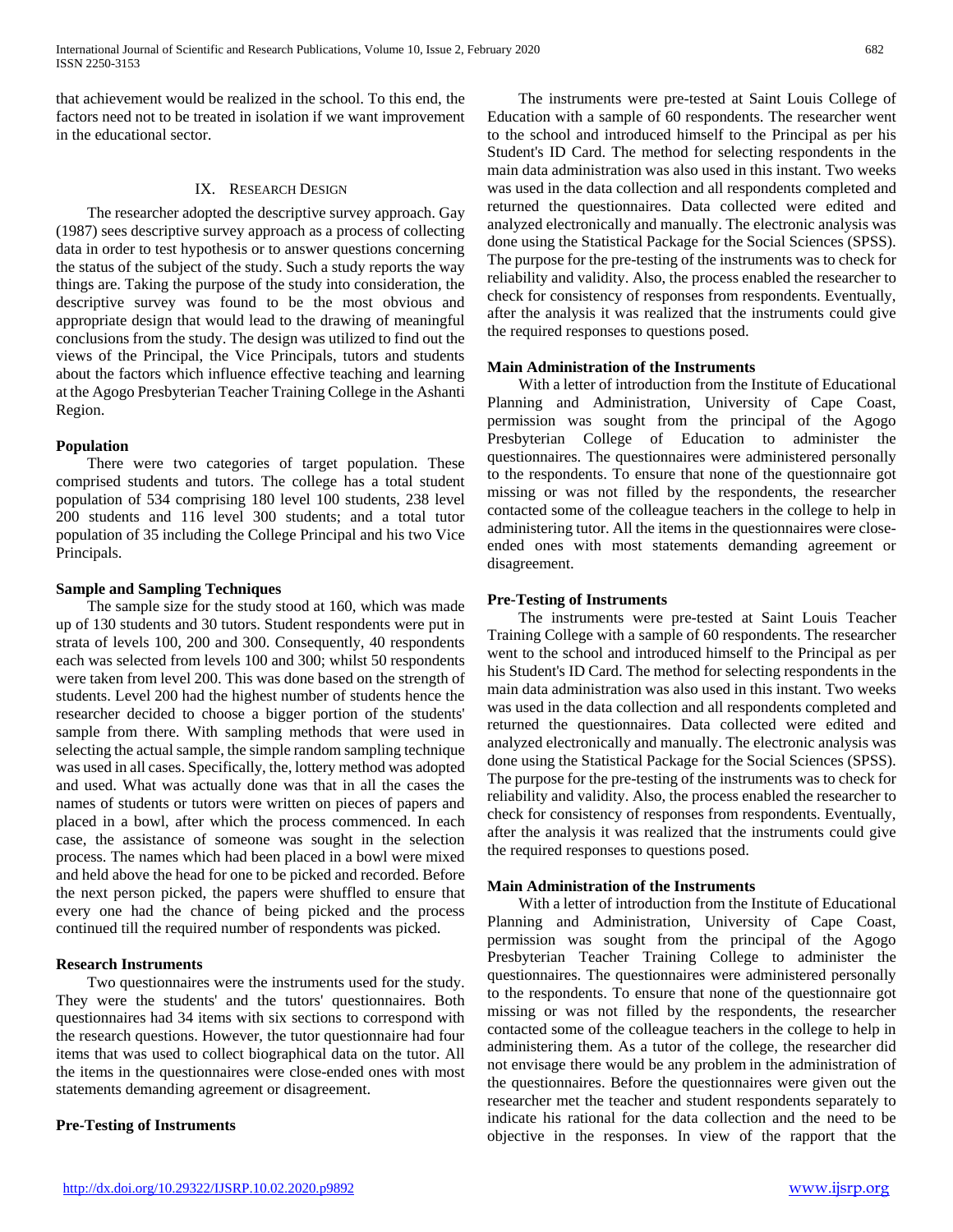that achievement would be realized in the school. To this end, the factors need not to be treated in isolation if we want improvement in the educational sector.

## IX. Research Design

The researcher adopted the descriptive survey approach. Gay (1987) sees descriptive survey approach as a process of collecting data in order to test hypothesis or to answer questions concerning the status of the subject of the study. Such a study reports the way things are. Taking the purpose of the study into consideration, the descriptive survey was found to be the most obvious and appropriate design that would lead to the drawing of meaningful conclusions from the study. The design was utilized to find out the views of the Principal, the Vice Principals, tutors and students about the factors which influence effective teaching and learning at the Agogo Presbyterian Teacher Training College in the Ashanti Region.

### Population

There were two categories of target population. These comprised students and tutors. The college has a total student population of 534 comprising 180 level 100 students, 238 level 200 students and 116 level 300 students; and a total tutor population of 35 including the College Principal and his two Vice Principals.

### Sample and Sampling Techniques

The sample size for the study stood at 160, which was made up of 130 students and 30 tutors. Student respondents were put in strata of levels 100, 200 and 300. Consequently, 40 respondents each was selected from levels 100 and 300; whilst 50 respondents were taken from level 200. This was done based on the strength of students. Level 200 had the highest number of students hence the researcher decided to choose a bigger portion of the students' sample from there. With sampling methods that were used in selecting the actual sample, the simple random sampling technique was used in all cases. Specifically, the, lottery method was adopted and used. What was actually done was that in all the cases the names of students or tutors were written on pieces of papers and placed in a bowl, after which the process commenced. In each case, the assistance of someone was sought in the selection process. The names which had been placed in a bowl were mixed and held above the head for one to be picked and recorded. Before the next person picked, the papers were shuffled to ensure that every one had the chance of being picked and the process continued till the required number of respondents was picked.

### Research Instruments

Two questionnaires were the instruments used for the study. They were the students' and the tutors' questionnaires. Both questionnaires had 34 items with six sections to correspond with the research questions. However, the tutor questionnaire had four items that was used to collect biographical data on the tutor. All the items in the questionnaires were close-ended ones with most statements demanding agreement or disagreement.

### Pre-Testing of Instruments

The instruments were pre-tested at Saint Louis College of Education with a sample of 60 respondents. The researcher went to the school and introduced himself to the Principal as per his Student's ID Card. The method for selecting respondents in the main data administration was also used in this instant. Two weeks was used in the data collection and all respondents completed and returned the questionnaires. Data collected were edited and analyzed electronically and manually. The electronic analysis was done using the Statistical Package for the Social Sciences (SPSS). The purpose for the pre-testing of the instruments was to check for reliability and validity. Also, the process enabled the researcher to check for consistency of responses from respondents. Eventually, after the analysis it was realized that the instruments could give the required responses to questions posed.

### Main Administration of the Instruments

With a letter of introduction from the Institute of Educational Planning and Administration, University of Cape Coast, permission was sought from the principal of the Agogo Presbyterian College of Education to administer the questionnaires. The questionnaires were administered personally to the respondents. To ensure that none of the questionnaire got missing or was not filled by the respondents, the researcher contacted some of the colleague teachers in the college to help in administering tutor. All the items in the questionnaires were close-ended ones with most statements demanding agreement or disagreement.

### Pre-Testing of Instruments

The instruments were pre-tested at Saint Louis Teacher Training College with a sample of 60 respondents. The researcher went to the school and introduced himself to the Principal as per his Student's ID Card. The method for selecting respondents in the main data administration was also used in this instant. Two weeks was used in the data collection and all respondents completed and returned the questionnaires. Data collected were edited and analyzed electronically and manually. The electronic analysis was done using the Statistical Package for the Social Sciences (SPSS). The purpose for the pre-testing of the instruments was to check for reliability and validity. Also, the process enabled the researcher to check for consistency of responses from respondents. Eventually, after the analysis it was realized that the instruments could give the required responses to questions posed.

### Main Administration of the Instruments

With a letter of introduction from the Institute of Educational Planning and Administration, University of Cape Coast, permission was sought from the principal of the Agogo Presbyterian Teacher Training College to administer the questionnaires. The questionnaires were administered personally to the respondents. To ensure that none of the questionnaire got missing or was not filled by the respondents, the researcher contacted some of the colleague teachers in the college to help in administering them. As a tutor of the college, the researcher did not envisage there would be any problem in the administration of the questionnaires. Before the questionnaires were given out the researcher met the teacher and student respondents separately to indicate his rational for the data collection and the need to be objective in the responses. In view of the rapport that the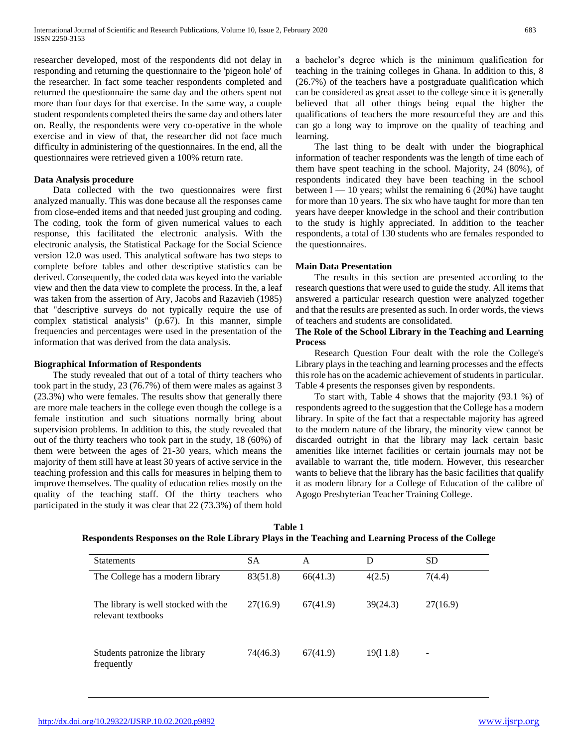researcher developed, most of the respondents did not delay in responding and returning the questionnaire to the 'pigeon hole' of the researcher. In fact some teacher respondents completed and returned the questionnaire the same day and the others spent not more than four days for that exercise. In the same way, a couple student respondents completed theirs the same day and others later on. Really, the respondents were very co-operative in the whole exercise and in view of that, the researcher did not face much difficulty in administering of the questionnaires. In the end, all the questionnaires were retrieved given a 100% return rate.

**Data Analysis procedure**

Data collected with the two questionnaires were first analyzed manually. This was done because all the responses came from close-ended items and that needed just grouping and coding. The coding, took the form of given numerical values to each response, this facilitated the electronic analysis. With the electronic analysis, the Statistical Package for the Social Science version 12.0 was used. This analytical software has two steps to complete before tables and other descriptive statistics can be derived. Consequently, the coded data was keyed into the variable view and then the data view to complete the process. In the, a leaf was taken from the assertion of Ary, Jacobs and Razavieh (1985) that "descriptive surveys do not typically require the use of complex statistical analysis" (p.67). In this manner, simple frequencies and percentages were used in the presentation of the information that was derived from the data analysis.

**Biographical Information of Respondents**

The study revealed that out of a total of thirty teachers who took part in the study, 23 (76.7%) of them were males as against 3 (23.3%) who were females. The results show that generally there are more male teachers in the college even though the college is a female institution and such situations normally bring about supervision problems. In addition to this, the study revealed that out of the thirty teachers who took part in the study, 18 (60%) of them were between the ages of 21-30 years, which means the majority of them still have at least 30 years of active service in the teaching profession and this calls for measures in helping them to improve themselves. The quality of education relies mostly on the quality of the teaching staff. Of the thirty teachers who participated in the study it was clear that 22 (73.3%) of them hold a bachelor's degree which is the minimum qualification for teaching in the training colleges in Ghana. In addition to this, 8 (26.7%) of the teachers have a postgraduate qualification which can be considered as great asset to the college since it is generally believed that all other things being equal the higher the qualifications of teachers the more resourceful they are and this can go a long way to improve on the quality of teaching and learning.

The last thing to be dealt with under the biographical information of teacher respondents was the length of time each of them have spent teaching in the school. Majority, 24 (80%), of respondents indicated they have been teaching in the school between I — 10 years; whilst the remaining 6 (20%) have taught for more than 10 years. The six who have taught for more than ten years have deeper knowledge in the school and their contribution to the study is highly appreciated. In addition to the teacher respondents, a total of 130 students who are females responded to the questionnaires.

**Main Data Presentation**

The results in this section are presented according to the research questions that were used to guide the study. All items that answered a particular research question were analyzed together and that the results are presented as such. In order words, the views of teachers and students are consolidated.

**The Role of the School Library in the Teaching and Learning Process**

Research Question Four dealt with the role the College's Library plays in the teaching and learning processes and the effects this role has on the academic achievement of students in particular. Table 4 presents the responses given by respondents.

To start with, Table 4 shows that the majority (93.1 %) of respondents agreed to the suggestion that the College has a modern library. In spite of the fact that a respectable majority has agreed to the modern nature of the library, the minority view cannot be discarded outright in that the library may lack certain basic amenities like internet facilities or certain journals may not be available to warrant the, title modern. However, this researcher wants to believe that the library has the basic facilities that qualify it as modern library for a College of Education of the calibre of Agogo Presbyterian Teacher Training College.

**Table 1**
**Respondents Responses on the Role Library Plays in the Teaching and Learning Process of the College**

| Statements | SA | A | D | SD |
|---|---|---|---|---|
| The College has a modern library | 83(51.8) | 66(41.3) | 4(2.5) | 7(4.4) |
| The library is well stocked with the relevant textbooks | 27(16.9) | 67(41.9) | 39(24.3) | 27(16.9) |
| Students patronize the library frequently | 74(46.3) | 67(41.9) | 19(l 1.8) | - |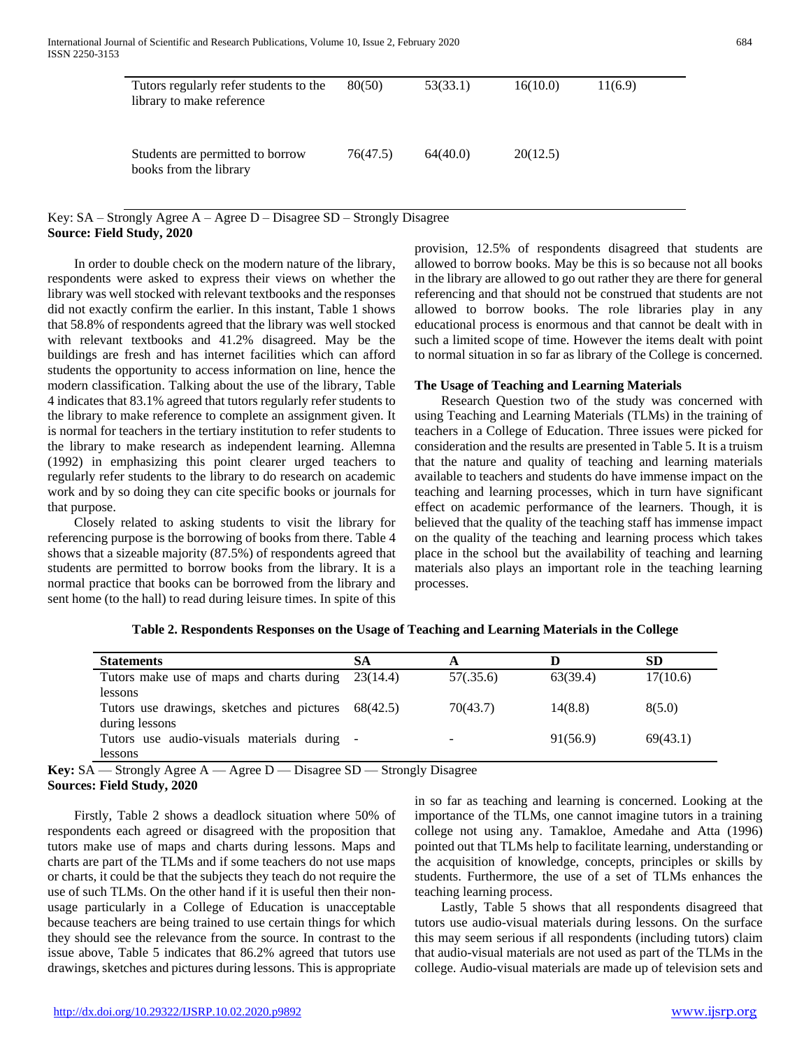| | | | | |
|---|---|---|---|---|
| Tutors regularly refer students to the library to make reference | 80(50) | 53(33.1) | 16(10.0) | 11(6.9) |
| Students are permitted to borrow books from the library | 76(47.5) | 64(40.0) | 20(12.5) | |

Key: SA – Strongly Agree A – Agree D – Disagree SD – Strongly Disagree
**Source: Field Study, 2020**

In order to double check on the modern nature of the library, respondents were asked to express their views on whether the library was well stocked with relevant textbooks and the responses did not exactly confirm the earlier. In this instant, Table 1 shows that 58.8% of respondents agreed that the library was well stocked with relevant textbooks and 41.2% disagreed. May be the buildings are fresh and has internet facilities which can afford students the opportunity to access information on line, hence the modern classification. Talking about the use of the library, Table 4 indicates that 83.1% agreed that tutors regularly refer students to the library to make reference to complete an assignment given. It is normal for teachers in the tertiary institution to refer students to the library to make research as independent learning. Allemna (1992) in emphasizing this point clearer urged teachers to regularly refer students to the library to do research on academic work and by so doing they can cite specific books or journals for that purpose.

Closely related to asking students to visit the library for referencing purpose is the borrowing of books from there. Table 4 shows that a sizeable majority (87.5%) of respondents agreed that students are permitted to borrow books from the library. It is a normal practice that books can be borrowed from the library and sent home (to the hall) to read during leisure times. In spite of this provision, 12.5% of respondents disagreed that students are allowed to borrow books. May be this is so because not all books in the library are allowed to go out rather they are there for general referencing and that should not be construed that students are not allowed to borrow books. The role libraries play in any educational process is enormous and that cannot be dealt with in such a limited scope of time. However the items dealt with point to normal situation in so far as library of the College is concerned.

### The Usage of Teaching and Learning Materials

Research Question two of the study was concerned with using Teaching and Learning Materials (TLMs) in the training of teachers in a College of Education. Three issues were picked for consideration and the results are presented in Table 5. It is a truism that the nature and quality of teaching and learning materials available to teachers and students do have immense impact on the teaching and learning processes, which in turn have significant effect on academic performance of the learners. Though, it is believed that the quality of the teaching staff has immense impact on the quality of the teaching and learning process which takes place in the school but the availability of teaching and learning materials also plays an important role in the teaching learning processes.

**Table 2. Respondents Responses on the Usage of Teaching and Learning Materials in the College**

| Statements | SA | A | D | SD |
|---|---|---|---|---|
| Tutors make use of maps and charts during lessons | 23(14.4) | 57(.35.6) | 63(39.4) | 17(10.6) |
| Tutors use drawings, sketches and pictures during lessons | 68(42.5) | 70(43.7) | 14(8.8) | 8(5.0) |
| Tutors use audio-visuals materials during lessons | - | - | 91(56.9) | 69(43.1) |

**Key:** SA — Strongly Agree A — Agree D — Disagree SD — Strongly Disagree
**Sources: Field Study, 2020**

Firstly, Table 2 shows a deadlock situation where 50% of respondents each agreed or disagreed with the proposition that tutors make use of maps and charts during lessons. Maps and charts are part of the TLMs and if some teachers do not use maps or charts, it could be that the subjects they teach do not require the use of such TLMs. On the other hand if it is useful then their non-usage particularly in a College of Education is unacceptable because teachers are being trained to use certain things for which they should see the relevance from the source. In contrast to the issue above, Table 5 indicates that 86.2% agreed that tutors use drawings, sketches and pictures during lessons. This is appropriate in so far as teaching and learning is concerned. Looking at the importance of the TLMs, one cannot imagine tutors in a training college not using any. Tamakloe, Amedahe and Atta (1996) pointed out that TLMs help to facilitate learning, understanding or the acquisition of knowledge, concepts, principles or skills by students. Furthermore, the use of a set of TLMs enhances the teaching learning process.

Lastly, Table 5 shows that all respondents disagreed that tutors use audio-visual materials during lessons. On the surface this may seem serious if all respondents (including tutors) claim that audio-visual materials are not used as part of the TLMs in the college. Audio-visual materials are made up of television sets and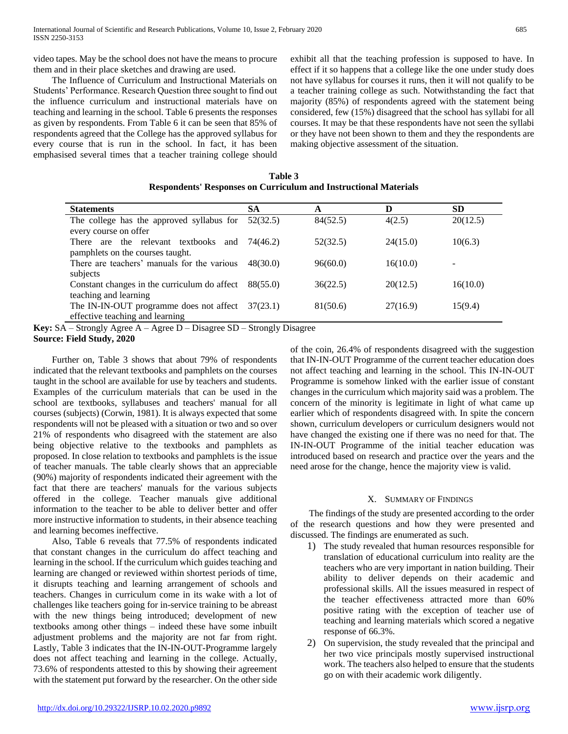video tapes. May be the school does not have the means to procure them and in their place sketches and drawing are used.

The Influence of Curriculum and Instructional Materials on Students' Performance. Research Question three sought to find out the influence curriculum and instructional materials have on teaching and learning in the school. Table 6 presents the responses as given by respondents. From Table 6 it can be seen that 85% of respondents agreed that the College has the approved syllabus for every course that is run in the school. In fact, it has been emphasised several times that a teacher training college should exhibit all that the teaching profession is supposed to have. In effect if it so happens that a college like the one under study does not have syllabus for courses it runs, then it will not qualify to be a teacher training college as such. Notwithstanding the fact that majority (85%) of respondents agreed with the statement being considered, few (15%) disagreed that the school has syllabi for all courses. It may be that these respondents have not seen the syllabi or they have not been shown to them and they the respondents are making objective assessment of the situation.

**Table 3**
**Respondents' Responses on Curriculum and Instructional Materials**

| Statements | SA | A | D | SD |
|---|---|---|---|---|
| The college has the approved syllabus for every course on offer | 52(32.5) | 84(52.5) | 4(2.5) | 20(12.5) |
| There are the relevant textbooks and pamphlets on the courses taught. | 74(46.2) | 52(32.5) | 24(15.0) | 10(6.3) |
| There are teachers' manuals for the various subjects | 48(30.0) | 96(60.0) | 16(10.0) | - |
| Constant changes in the curriculum do affect teaching and learning | 88(55.0) | 36(22.5) | 20(12.5) | 16(10.0) |
| The IN-IN-OUT programme does not affect effective teaching and learning | 37(23.1) | 81(50.6) | 27(16.9) | 15(9.4) |

**Key:** SA – Strongly Agree A – Agree D – Disagree SD – Strongly Disagree
**Source: Field Study, 2020**

Further on, Table 3 shows that about 79% of respondents indicated that the relevant textbooks and pamphlets on the courses taught in the school are available for use by teachers and students. Examples of the curriculum materials that can be used in the school are textbooks, syllabuses and teachers' manual for all courses (subjects) (Corwin, 1981). It is always expected that some respondents will not be pleased with a situation or two and so over 21% of respondents who disagreed with the statement are also being objective relative to the textbooks and pamphlets as proposed. In close relation to textbooks and pamphlets is the issue of teacher manuals. The table clearly shows that an appreciable (90%) majority of respondents indicated their agreement with the fact that there are teachers' manuals for the various subjects offered in the college. Teacher manuals give additional information to the teacher to be able to deliver better and offer more instructive information to students, in their absence teaching and learning becomes ineffective.

Also, Table 6 reveals that 77.5% of respondents indicated that constant changes in the curriculum do affect teaching and learning in the school. If the curriculum which guides teaching and learning are changed or reviewed within shortest periods of time, it disrupts teaching and learning arrangement of schools and teachers. Changes in curriculum come in its wake with a lot of challenges like teachers going for in-service training to be abreast with the new things being introduced; development of new textbooks among other things – indeed these have some inbuilt adjustment problems and the majority are not far from right. Lastly, Table 3 indicates that the IN-IN-OUT-Programme largely does not affect teaching and learning in the college. Actually, 73.6% of respondents attested to this by showing their agreement with the statement put forward by the researcher. On the other side of the coin, 26.4% of respondents disagreed with the suggestion that IN-IN-OUT Programme of the current teacher education does not affect teaching and learning in the school. This IN-IN-OUT Programme is somehow linked with the earlier issue of constant changes in the curriculum which majority said was a problem. The concern of the minority is legitimate in light of what came up earlier which of respondents disagreed with. In spite the concern shown, curriculum developers or curriculum designers would not have changed the existing one if there was no need for that. The IN-IN-OUT Programme of the initial teacher education was introduced based on research and practice over the years and the need arose for the change, hence the majority view is valid.

## X. Summary of Findings

The findings of the study are presented according to the order of the research questions and how they were presented and discussed. The findings are enumerated as such.

1) The study revealed that human resources responsible for translation of educational curriculum into reality are the teachers who are very important in nation building. Their ability to deliver depends on their academic and professional skills. All the issues measured in respect of the teacher effectiveness attracted more than 60% positive rating with the exception of teacher use of teaching and learning materials which scored a negative response of 66.3%.
2) On supervision, the study revealed that the principal and her two vice principals mostly supervised instructional work. The teachers also helped to ensure that the students go on with their academic work diligently.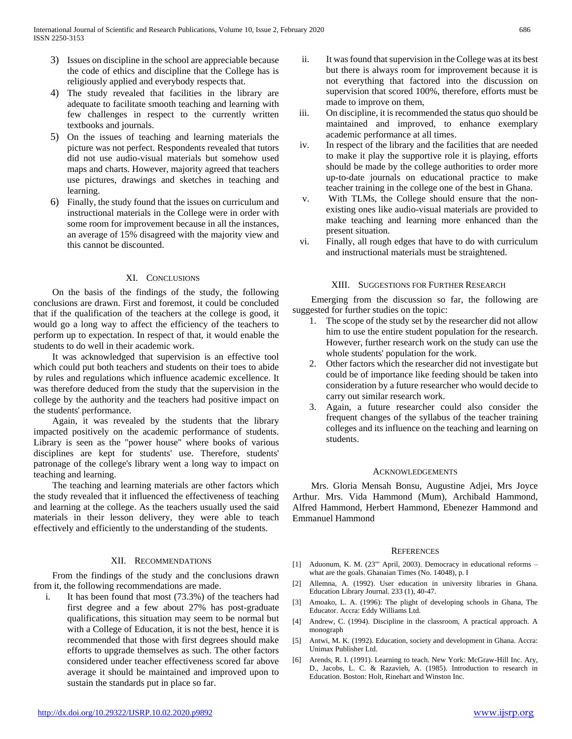3) Issues on discipline in the school are appreciable because the code of ethics and discipline that the College has is religiously applied and everybody respects that.
4) The study revealed that facilities in the library are adequate to facilitate smooth teaching and learning with few challenges in respect to the currently written textbooks and journals.
5) On the issues of teaching and learning materials the picture was not perfect. Respondents revealed that tutors did not use audio-visual materials but somehow used maps and charts. However, majority agreed that teachers use pictures, drawings and sketches in teaching and learning.
6) Finally, the study found that the issues on curriculum and instructional materials in the College were in order with some room for improvement because in all the instances, an average of 15% disagreed with the majority view and this cannot be discounted.

## XI. Conclusions

On the basis of the findings of the study, the following conclusions are drawn. First and foremost, it could be concluded that if the qualification of the teachers at the college is good, it would go a long way to affect the efficiency of the teachers to perform up to expectation. In respect of that, it would enable the students to do well in their academic work.

It was acknowledged that supervision is an effective tool which could put both teachers and students on their toes to abide by rules and regulations which influence academic excellence. It was therefore deduced from the study that the supervision in the college by the authority and the teachers had positive impact on the students' performance.

Again, it was revealed by the students that the library impacted positively on the academic performance of students. Library is seen as the "power house" where books of various disciplines are kept for students' use. Therefore, students' patronage of the college's library went a long way to impact on teaching and learning.

The teaching and learning materials are other factors which the study revealed that it influenced the effectiveness of teaching and learning at the college. As the teachers usually used the said materials in their lesson delivery, they were able to teach effectively and efficiently to the understanding of the students.

## XII. Recommendations

From the findings of the study and the conclusions drawn from it, the following recommendations are made.

i. It has been found that most (73.3%) of the teachers had first degree and a few about 27% has post-graduate qualifications, this situation may seem to be normal but with a College of Education, it is not the best, hence it is recommended that those with first degrees should make efforts to upgrade themselves as such. The other factors considered under teacher effectiveness scored far above average it should be maintained and improved upon to sustain the standards put in place so far.

ii. It was found that supervision in the College was at its best but there is always room for improvement because it is not everything that factored into the discussion on supervision that scored 100%, therefore, efforts must be made to improve on them,

iii. On discipline, it is recommended the status quo should be maintained and improved, to enhance exemplary academic performance at all times.

iv. In respect of the library and the facilities that are needed to make it play the supportive role it is playing, efforts should be made by the college authorities to order more up-to-date journals on educational practice to make teacher training in the college one of the best in Ghana.

v. With TLMs, the College should ensure that the non-existing ones like audio-visual materials are provided to make teaching and learning more enhanced than the present situation.

vi. Finally, all rough edges that have to do with curriculum and instructional materials must be straightened.

## XIII. Suggestions for Further Research

Emerging from the discussion so far, the following are suggested for further studies on the topic:

1. The scope of the study set by the researcher did not allow him to use the entire student population for the research. However, further research work on the study can use the whole students' population for the work.
2. Other factors which the researcher did not investigate but could be of importance like feeding should be taken into consideration by a future researcher who would decide to carry out similar research work.
3. Again, a future researcher could also consider the frequent changes of the syllabus of the teacher training colleges and its influence on the teaching and learning on students.

## Acknowledgements

Mrs. Gloria Mensah Bonsu, Augustine Adjei, Mrs Joyce Arthur. Mrs. Vida Hammond (Mum), Archibald Hammond, Alfred Hammond, Herbert Hammond, Ebenezer Hammond and Emmanuel Hammond

## References

[1] Aduonum, K. M. (23'" April, 2003). Democracy in educational reforms – what are the goals. Ghanaian Times (No. 14048), p. I

[2] Allemna, A. (1992). User education in university libraries in Ghana. Education Library Journal. 233 (1), 40-47.

[3] Amoako, L. A. (1996): The plight of developing schools in Ghana, The Educator. Accra: Eddy Williams Ltd.

[4] Andrew, C. (1994). Discipline in the classroom, A practical approach. A monograph

[5] Antwi, M. K. (1992). Education, society and development in Ghana. Accra: Unimax Publisher Ltd.

[6] Arends, R. I. (1991). Learning to teach. New York: McGraw-Hill Inc. Ary, D., Jacobs, L. C. & Razavieh, A. (1985). Introduction to research in Education. Boston: Holt, Rinehart and Winston Inc.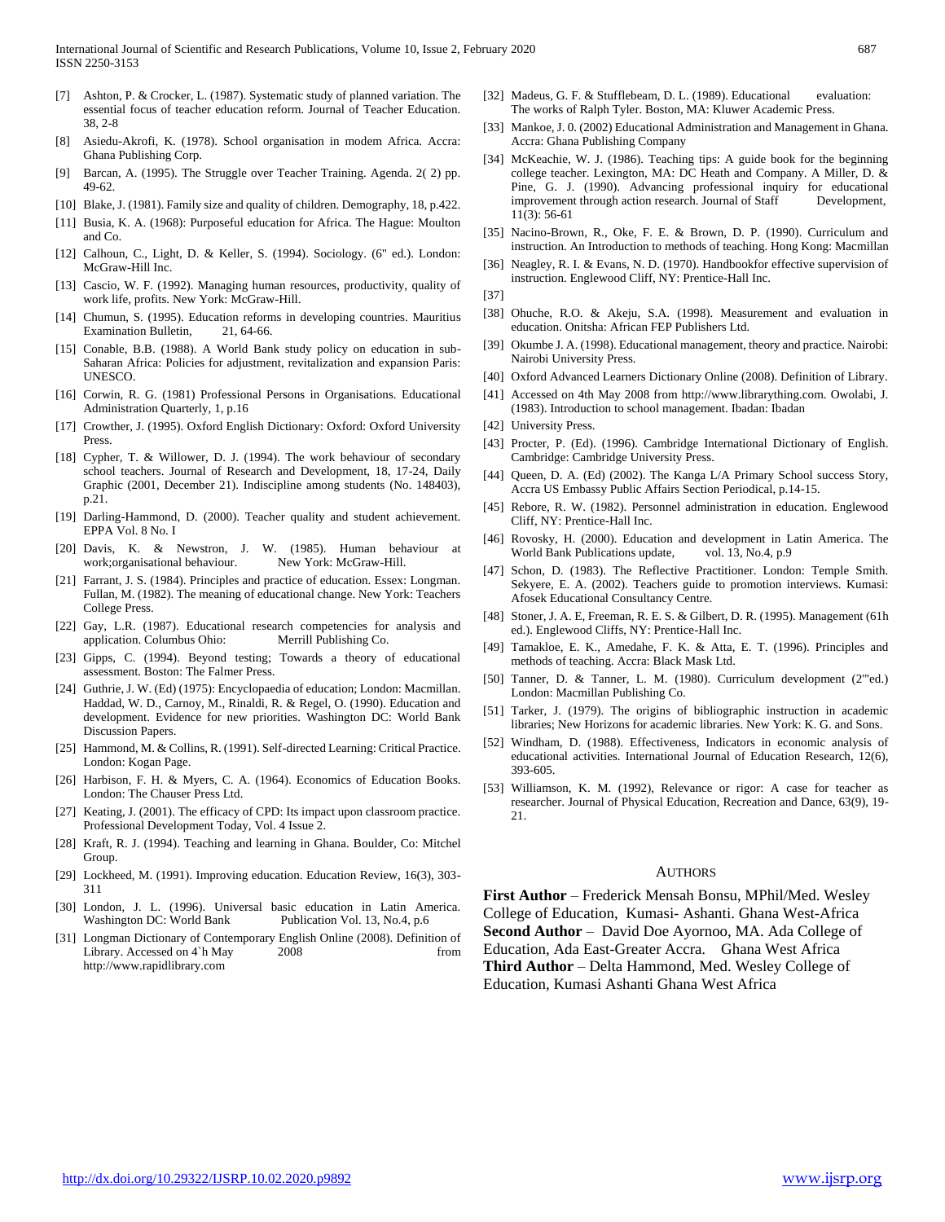[7] Ashton, P. & Crocker, L. (1987). Systematic study of planned variation. The essential focus of teacher education reform. Journal of Teacher Education. 38, 2-8

[8] Asiedu-Akrofi, K. (1978). School organisation in modem Africa. Accra: Ghana Publishing Corp.

[9] Barcan, A. (1995). The Struggle over Teacher Training. Agenda. 2( 2) pp. 49-62.

[10] Blake, J. (1981). Family size and quality of children. Demography, 18, p.422.

[11] Busia, K. A. (1968): Purposeful education for Africa. The Hague: Moulton and Co.

[12] Calhoun, C., Light, D. & Keller, S. (1994). Sociology. (6" ed.). London: McGraw-Hill Inc.

[13] Cascio, W. F. (1992). Managing human resources, productivity, quality of work life, profits. New York: McGraw-Hill.

[14] Chumun, S. (1995). Education reforms in developing countries. Mauritius Examination Bulletin, 21, 64-66.

[15] Conable, B.B. (1988). A World Bank study policy on education in sub-Saharan Africa: Policies for adjustment, revitalization and expansion Paris: UNESCO.

[16] Corwin, R. G. (1981) Professional Persons in Organisations. Educational Administration Quarterly, 1, p.16

[17] Crowther, J. (1995). Oxford English Dictionary: Oxford: Oxford University Press.

[18] Cypher, T. & Willower, D. J. (1994). The work behaviour of secondary school teachers. Journal of Research and Development, 18, 17-24, Daily Graphic (2001, December 21). Indiscipline among students (No. 148403), p.21.

[19] Darling-Hammond, D. (2000). Teacher quality and student achievement. EPPA Vol. 8 No. I

[20] Davis, K. & Newstron, J. W. (1985). Human behaviour at work;organisational behaviour. New York: McGraw-Hill.

[21] Farrant, J. S. (1984). Principles and practice of education. Essex: Longman. Fullan, M. (1982). The meaning of educational change. New York: Teachers College Press.

[22] Gay, L.R. (1987). Educational research competencies for analysis and application. Columbus Ohio: Merrill Publishing Co.

[23] Gipps, C. (1994). Beyond testing; Towards a theory of educational assessment. Boston: The Falmer Press.

[24] Guthrie, J. W. (Ed) (1975): Encyclopaedia of education; London: Macmillan. Haddad, W. D., Carnoy, M., Rinaldi, R. & Regel, O. (1990). Education and development. Evidence for new priorities. Washington DC: World Bank Discussion Papers.

[25] Hammond, M. & Collins, R. (1991). Self-directed Learning: Critical Practice. London: Kogan Page.

[26] Harbison, F. H. & Myers, C. A. (1964). Economics of Education Books. London: The Chauser Press Ltd.

[27] Keating, J. (2001). The efficacy of CPD: Its impact upon classroom practice. Professional Development Today, Vol. 4 Issue 2.

[28] Kraft, R. J. (1994). Teaching and learning in Ghana. Boulder, Co: Mitchel Group.

[29] Lockheed, M. (1991). Improving education. Education Review, 16(3), 303-311

[30] London, J. L. (1996). Universal basic education in Latin America. Washington DC: World Bank Publication Vol. 13, No.4, p.6

[31] Longman Dictionary of Contemporary English Online (2008). Definition of Library. Accessed on 4`h May 2008 from http://www.rapidlibrary.com

[32] Madeus, G. F. & Stufflebeam, D. L. (1989). Educational evaluation: The works of Ralph Tyler. Boston, MA: Kluwer Academic Press.

[33] Mankoe, J. 0. (2002) Educational Administration and Management in Ghana. Accra: Ghana Publishing Company

[34] McKeachie, W. J. (1986). Teaching tips: A guide book for the beginning college teacher. Lexington, MA: DC Heath and Company. A Miller, D. & Pine, G. J. (1990). Advancing professional inquiry for educational improvement through action research. Journal of Staff Development, 11(3): 56-61

[35] Nacino-Brown, R., Oke, F. E. & Brown, D. P. (1990). Curriculum and instruction. An Introduction to methods of teaching. Hong Kong: Macmillan

[36] Neagley, R. I. & Evans, N. D. (1970). Handbookfor effective supervision of instruction. Englewood Cliff, NY: Prentice-Hall Inc.

[37]

[38] Ohuche, R.O. & Akeju, S.A. (1998). Measurement and evaluation in education. Onitsha: African FEP Publishers Ltd.

[39] Okumbe J. A. (1998). Educational management, theory and practice. Nairobi: Nairobi University Press.

[40] Oxford Advanced Learners Dictionary Online (2008). Definition of Library.

[41] Accessed on 4th May 2008 from http://www.librarything.com. Owolabi, J. (1983). Introduction to school management. Ibadan: Ibadan

[42] University Press.

[43] Procter, P. (Ed). (1996). Cambridge International Dictionary of English. Cambridge: Cambridge University Press.

[44] Queen, D. A. (Ed) (2002). The Kanga L/A Primary School success Story, Accra US Embassy Public Affairs Section Periodical, p.14-15.

[45] Rebore, R. W. (1982). Personnel administration in education. Englewood Cliff, NY: Prentice-Hall Inc.

[46] Rovosky, H. (2000). Education and development in Latin America. The World Bank Publications update, vol. 13, No.4, p.9

[47] Schon, D. (1983). The Reflective Practitioner. London: Temple Smith. Sekyere, E. A. (2002). Teachers guide to promotion interviews. Kumasi: Afosek Educational Consultancy Centre.

[48] Stoner, J. A. E, Freeman, R. E. S. & Gilbert, D. R. (1995). Management (61h ed.). Englewood Cliffs, NY: Prentice-Hall Inc.

[49] Tamakloe, E. K., Amedahe, F. K. & Atta, E. T. (1996). Principles and methods of teaching. Accra: Black Mask Ltd.

[50] Tanner, D. & Tanner, L. M. (1980). Curriculum development (2"'ed.) London: Macmillan Publishing Co.

[51] Tarker, J. (1979). The origins of bibliographic instruction in academic libraries; New Horizons for academic libraries. New York: K. G. and Sons.

[52] Windham, D. (1988). Effectiveness, Indicators in economic analysis of educational activities. International Journal of Education Research, 12(6), 393-605.

[53] Williamson, K. M. (1992), Relevance or rigor: A case for teacher as researcher. Journal of Physical Education, Recreation and Dance, 63(9), 19-21.

## AUTHORS

**First Author** – Frederick Mensah Bonsu, MPhil/Med. Wesley College of Education, Kumasi- Ashanti. Ghana West-Africa
**Second Author** – David Doe Ayornoo, MA. Ada College of Education, Ada East-Greater Accra. Ghana West Africa
**Third Author** – Delta Hammond, Med. Wesley College of Education, Kumasi Ashanti Ghana West Africa